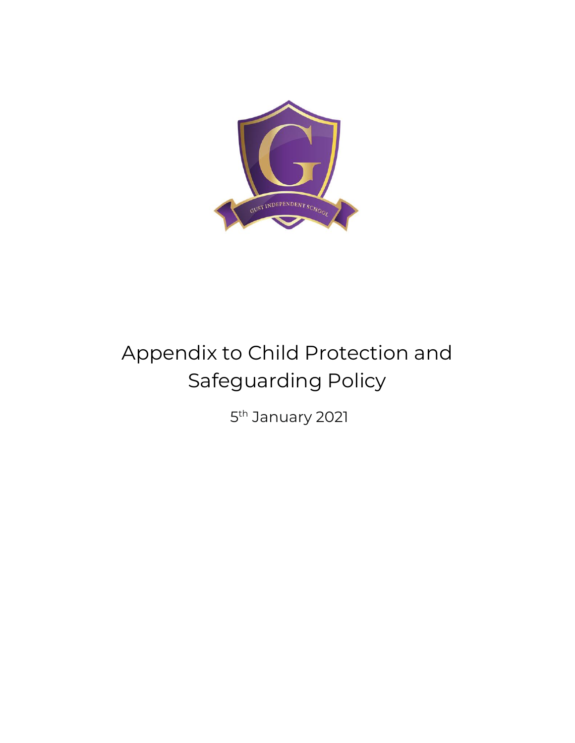# Appendix to Child Protection and Safeguarding Policy

5th January 2021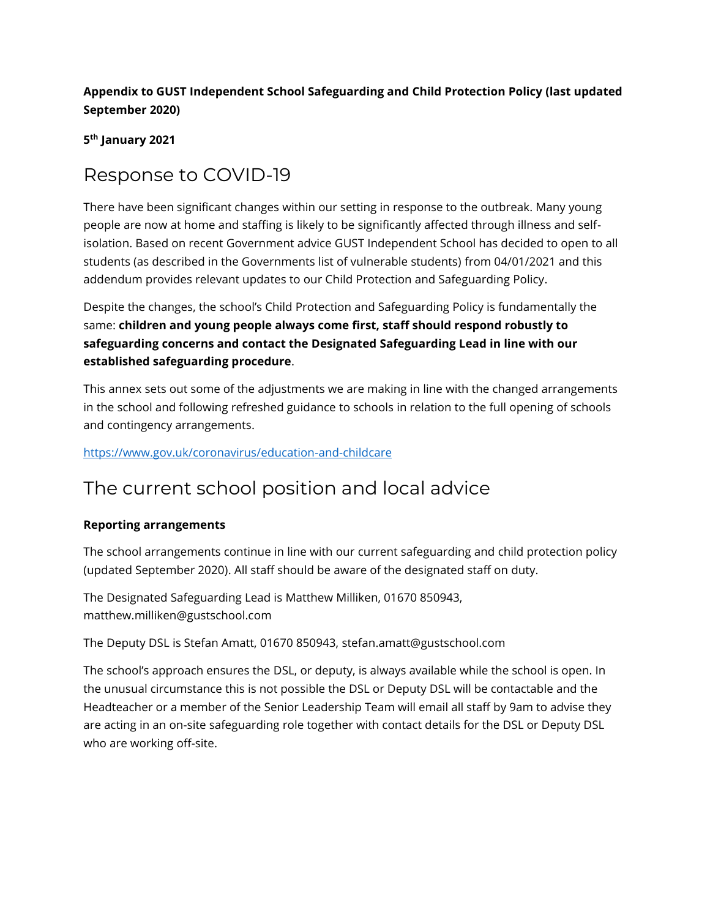**Appendix to GUST Independent School Safeguarding and Child Protection Policy (last updated September 2020)**

**5th January 2021**

# Response to COVID-19

There have been significant changes within our setting in response to the outbreak. Many young people are now at home and staffing is likely to be significantly affected through illness and self-isolation. Based on recent Government advice GUST Independent School has decided to open to all students (as described in the Governments list of vulnerable students) from 04/01/2021 and this addendum provides relevant updates to our Child Protection and Safeguarding Policy.

Despite the changes, the school's Child Protection and Safeguarding Policy is fundamentally the same: **children and young people always come first, staff should respond robustly to safeguarding concerns and contact the Designated Safeguarding Lead in line with our established safeguarding procedure**.

This annex sets out some of the adjustments we are making in line with the changed arrangements in the school and following refreshed guidance to schools in relation to the full opening of schools and contingency arrangements.

https://www.gov.uk/coronavirus/education-and-childcare

# The current school position and local advice

**Reporting arrangements**

The school arrangements continue in line with our current safeguarding and child protection policy (updated September 2020). All staff should be aware of the designated staff on duty.

The Designated Safeguarding Lead is Matthew Milliken, 01670 850943, matthew.milliken@gustschool.com

The Deputy DSL is Stefan Amatt, 01670 850943, stefan.amatt@gustschool.com

The school's approach ensures the DSL, or deputy, is always available while the school is open. In the unusual circumstance this is not possible the DSL or Deputy DSL will be contactable and the Headteacher or a member of the Senior Leadership Team will email all staff by 9am to advise they are acting in an on-site safeguarding role together with contact details for the DSL or Deputy DSL who are working off-site.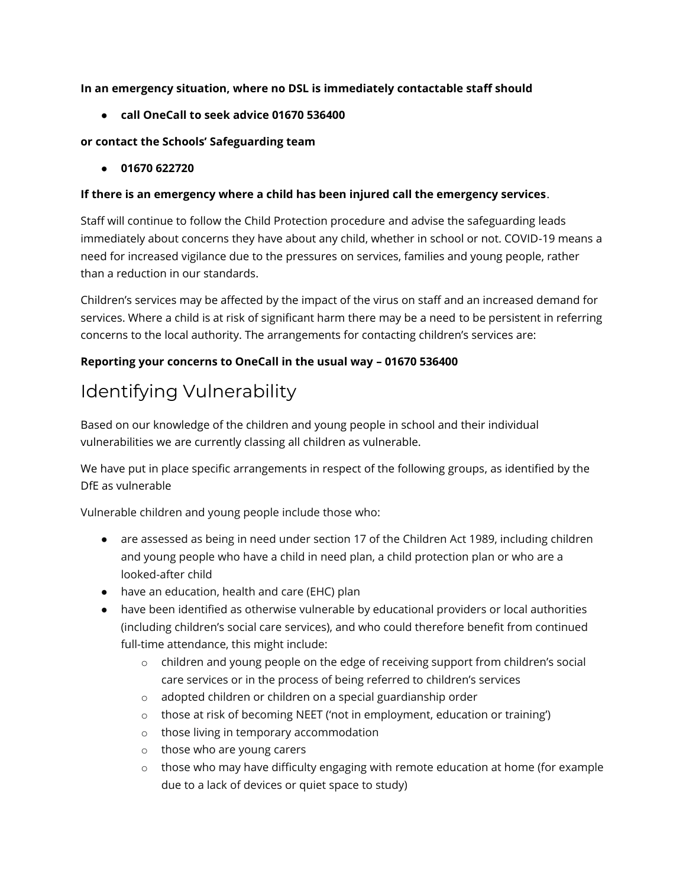**In an emergency situation, where no DSL is immediately contactable staff should**

- **call OneCall to seek advice 01670 536400**

**or contact the Schools' Safeguarding team**

- **01670 622720**

**If there is an emergency where a child has been injured call the emergency services**.

Staff will continue to follow the Child Protection procedure and advise the safeguarding leads immediately about concerns they have about any child, whether in school or not. COVID-19 means a need for increased vigilance due to the pressures on services, families and young people, rather than a reduction in our standards.

Children's services may be affected by the impact of the virus on staff and an increased demand for services. Where a child is at risk of significant harm there may be a need to be persistent in referring concerns to the local authority. The arrangements for contacting children's services are:

**Reporting your concerns to OneCall in the usual way – 01670 536400**

## Identifying Vulnerability

Based on our knowledge of the children and young people in school and their individual vulnerabilities we are currently classing all children as vulnerable.

We have put in place specific arrangements in respect of the following groups, as identified by the DfE as vulnerable

Vulnerable children and young people include those who:

- are assessed as being in need under section 17 of the Children Act 1989, including children and young people who have a child in need plan, a child protection plan or who are a looked-after child
- have an education, health and care (EHC) plan
- have been identified as otherwise vulnerable by educational providers or local authorities (including children's social care services), and who could therefore benefit from continued full-time attendance, this might include:
  - children and young people on the edge of receiving support from children's social care services or in the process of being referred to children's services
  - adopted children or children on a special guardianship order
  - those at risk of becoming NEET ('not in employment, education or training')
  - those living in temporary accommodation
  - those who are young carers
  - those who may have difficulty engaging with remote education at home (for example due to a lack of devices or quiet space to study)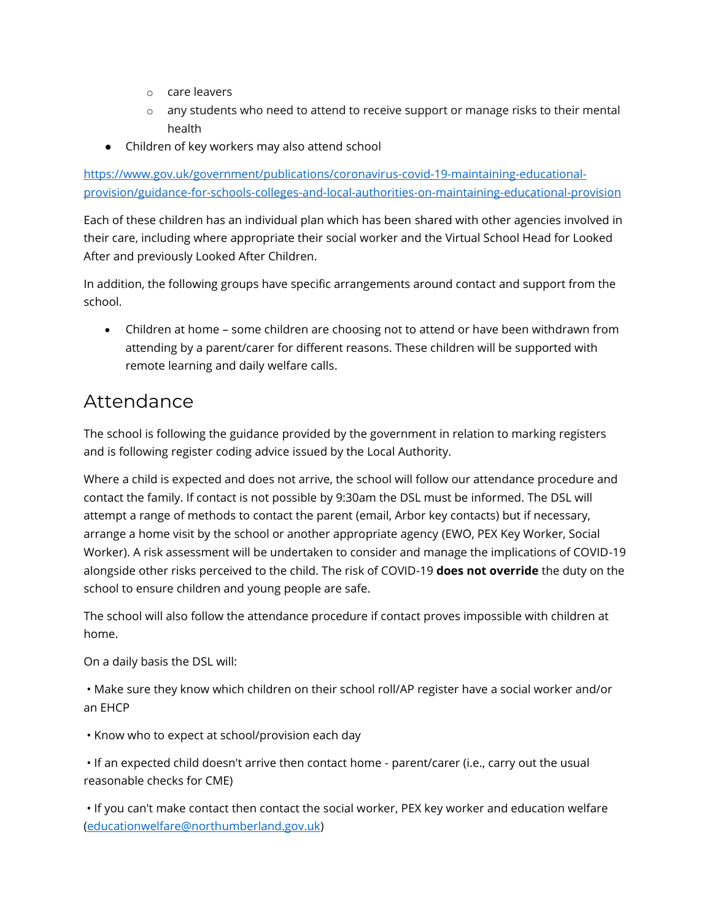- care leavers
  - any students who need to attend to receive support or manage risks to their mental health
- Children of key workers may also attend school

[https://www.gov.uk/government/publications/coronavirus-covid-19-maintaining-educational-provision/guidance-for-schools-colleges-and-local-authorities-on-maintaining-educational-provision](https://www.gov.uk/government/publications/coronavirus-covid-19-maintaining-educational-provision/guidance-for-schools-colleges-and-local-authorities-on-maintaining-educational-provision)

Each of these children has an individual plan which has been shared with other agencies involved in their care, including where appropriate their social worker and the Virtual School Head for Looked After and previously Looked After Children.

In addition, the following groups have specific arrangements around contact and support from the school.

- Children at home – some children are choosing not to attend or have been withdrawn from attending by a parent/carer for different reasons. These children will be supported with remote learning and daily welfare calls.

## Attendance

The school is following the guidance provided by the government in relation to marking registers and is following register coding advice issued by the Local Authority.

Where a child is expected and does not arrive, the school will follow our attendance procedure and contact the family. If contact is not possible by 9:30am the DSL must be informed. The DSL will attempt a range of methods to contact the parent (email, Arbor key contacts) but if necessary, arrange a home visit by the school or another appropriate agency (EWO, PEX Key Worker, Social Worker). A risk assessment will be undertaken to consider and manage the implications of COVID-19 alongside other risks perceived to the child. The risk of COVID-19 **does not override** the duty on the school to ensure children and young people are safe.

The school will also follow the attendance procedure if contact proves impossible with children at home.

On a daily basis the DSL will:

• Make sure they know which children on their school roll/AP register have a social worker and/or an EHCP

• Know who to expect at school/provision each day

• If an expected child doesn't arrive then contact home - parent/carer (i.e., carry out the usual reasonable checks for CME)

• If you can't make contact then contact the social worker, PEX key worker and education welfare ([educationwelfare@northumberland.gov.uk](mailto:educationwelfare@northumberland.gov.uk))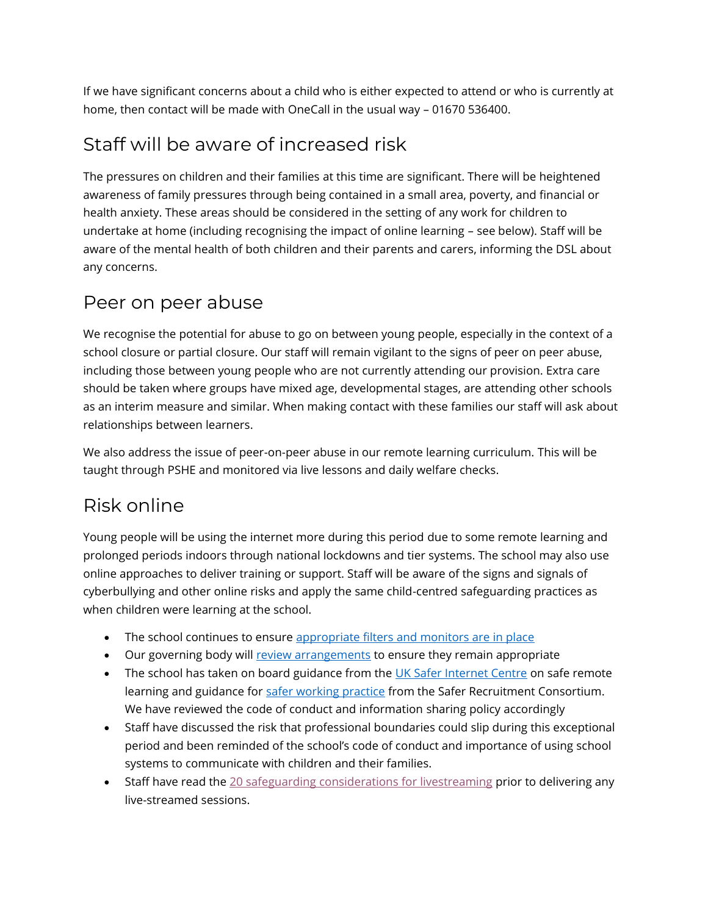If we have significant concerns about a child who is either expected to attend or who is currently at home, then contact will be made with OneCall in the usual way – 01670 536400.

## Staff will be aware of increased risk

The pressures on children and their families at this time are significant. There will be heightened awareness of family pressures through being contained in a small area, poverty, and financial or health anxiety. These areas should be considered in the setting of any work for children to undertake at home (including recognising the impact of online learning – see below). Staff will be aware of the mental health of both children and their parents and carers, informing the DSL about any concerns.

## Peer on peer abuse

We recognise the potential for abuse to go on between young people, especially in the context of a school closure or partial closure. Our staff will remain vigilant to the signs of peer on peer abuse, including those between young people who are not currently attending our provision. Extra care should be taken where groups have mixed age, developmental stages, are attending other schools as an interim measure and similar. When making contact with these families our staff will ask about relationships between learners.

We also address the issue of peer-on-peer abuse in our remote learning curriculum. This will be taught through PSHE and monitored via live lessons and daily welfare checks.

## Risk online

Young people will be using the internet more during this period due to some remote learning and prolonged periods indoors through national lockdowns and tier systems. The school may also use online approaches to deliver training or support. Staff will be aware of the signs and signals of cyberbullying and other online risks and apply the same child-centred safeguarding practices as when children were learning at the school.

- The school continues to ensure appropriate filters and monitors are in place
- Our governing body will review arrangements to ensure they remain appropriate
- The school has taken on board guidance from the UK Safer Internet Centre on safe remote learning and guidance for safer working practice from the Safer Recruitment Consortium. We have reviewed the code of conduct and information sharing policy accordingly
- Staff have discussed the risk that professional boundaries could slip during this exceptional period and been reminded of the school's code of conduct and importance of using school systems to communicate with children and their families.
- Staff have read the 20 safeguarding considerations for livestreaming prior to delivering any live-streamed sessions.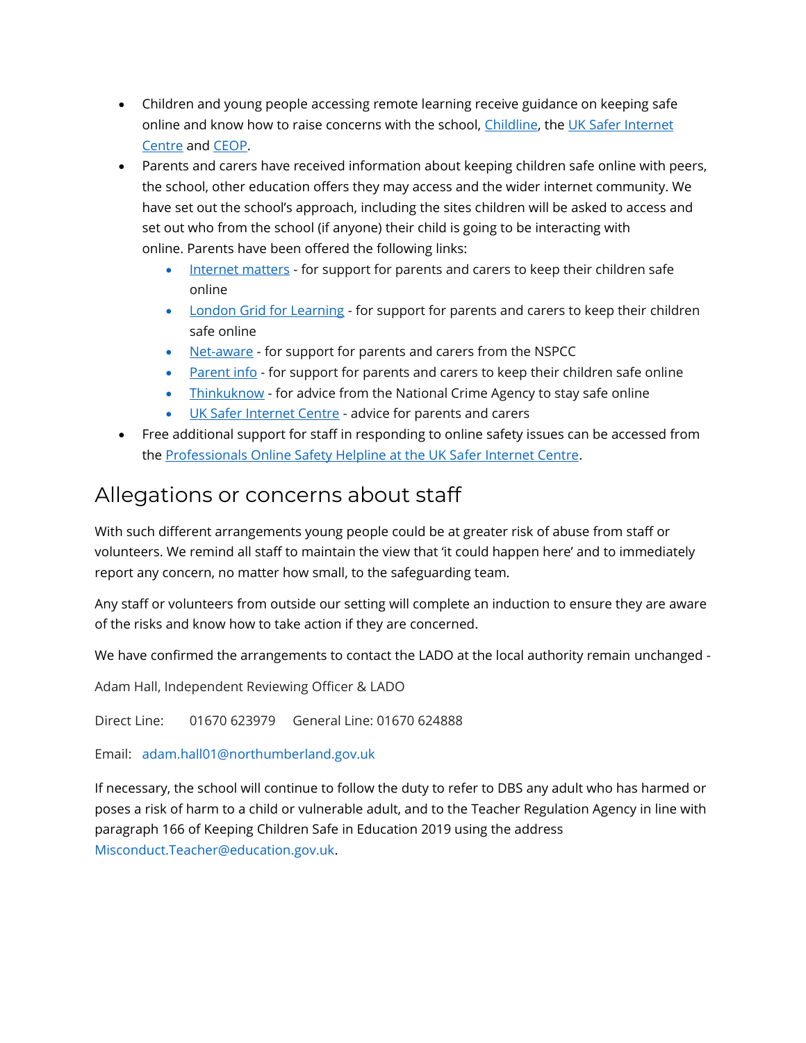- Children and young people accessing remote learning receive guidance on keeping safe online and know how to raise concerns with the school, Childline, the UK Safer Internet Centre and CEOP.
- Parents and carers have received information about keeping children safe online with peers, the school, other education offers they may access and the wider internet community. We have set out the school's approach, including the sites children will be asked to access and set out who from the school (if anyone) their child is going to be interacting with online. Parents have been offered the following links:
  - Internet matters - for support for parents and carers to keep their children safe online
  - London Grid for Learning - for support for parents and carers to keep their children safe online
  - Net-aware - for support for parents and carers from the NSPCC
  - Parent info - for support for parents and carers to keep their children safe online
  - Thinkuknow - for advice from the National Crime Agency to stay safe online
  - UK Safer Internet Centre - advice for parents and carers
- Free additional support for staff in responding to online safety issues can be accessed from the Professionals Online Safety Helpline at the UK Safer Internet Centre.

## Allegations or concerns about staff

With such different arrangements young people could be at greater risk of abuse from staff or volunteers. We remind all staff to maintain the view that 'it could happen here' and to immediately report any concern, no matter how small, to the safeguarding team.

Any staff or volunteers from outside our setting will complete an induction to ensure they are aware of the risks and know how to take action if they are concerned.

We have confirmed the arrangements to contact the LADO at the local authority remain unchanged -

Adam Hall, Independent Reviewing Officer & LADO

Direct Line: 01670 623979 General Line: 01670 624888

Email: adam.hall01@northumberland.gov.uk

If necessary, the school will continue to follow the duty to refer to DBS any adult who has harmed or poses a risk of harm to a child or vulnerable adult, and to the Teacher Regulation Agency in line with paragraph 166 of Keeping Children Safe in Education 2019 using the address Misconduct.Teacher@education.gov.uk.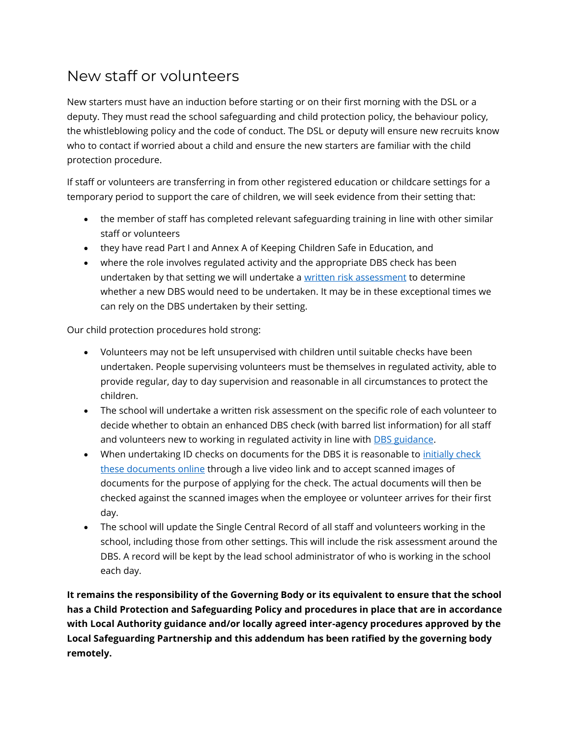## New staff or volunteers

New starters must have an induction before starting or on their first morning with the DSL or a deputy. They must read the school safeguarding and child protection policy, the behaviour policy, the whistleblowing policy and the code of conduct. The DSL or deputy will ensure new recruits know who to contact if worried about a child and ensure the new starters are familiar with the child protection procedure.

If staff or volunteers are transferring in from other registered education or childcare settings for a temporary period to support the care of children, we will seek evidence from their setting that:

- the member of staff has completed relevant safeguarding training in line with other similar staff or volunteers
- they have read Part I and Annex A of Keeping Children Safe in Education, and
- where the role involves regulated activity and the appropriate DBS check has been undertaken by that setting we will undertake a written risk assessment to determine whether a new DBS would need to be undertaken. It may be in these exceptional times we can rely on the DBS undertaken by their setting.

Our child protection procedures hold strong:

- Volunteers may not be left unsupervised with children until suitable checks have been undertaken. People supervising volunteers must be themselves in regulated activity, able to provide regular, day to day supervision and reasonable in all circumstances to protect the children.
- The school will undertake a written risk assessment on the specific role of each volunteer to decide whether to obtain an enhanced DBS check (with barred list information) for all staff and volunteers new to working in regulated activity in line with DBS guidance.
- When undertaking ID checks on documents for the DBS it is reasonable to initially check these documents online through a live video link and to accept scanned images of documents for the purpose of applying for the check. The actual documents will then be checked against the scanned images when the employee or volunteer arrives for their first day.
- The school will update the Single Central Record of all staff and volunteers working in the school, including those from other settings. This will include the risk assessment around the DBS. A record will be kept by the lead school administrator of who is working in the school each day.

**It remains the responsibility of the Governing Body or its equivalent to ensure that the school has a Child Protection and Safeguarding Policy and procedures in place that are in accordance with Local Authority guidance and/or locally agreed inter-agency procedures approved by the Local Safeguarding Partnership and this addendum has been ratified by the governing body remotely.**